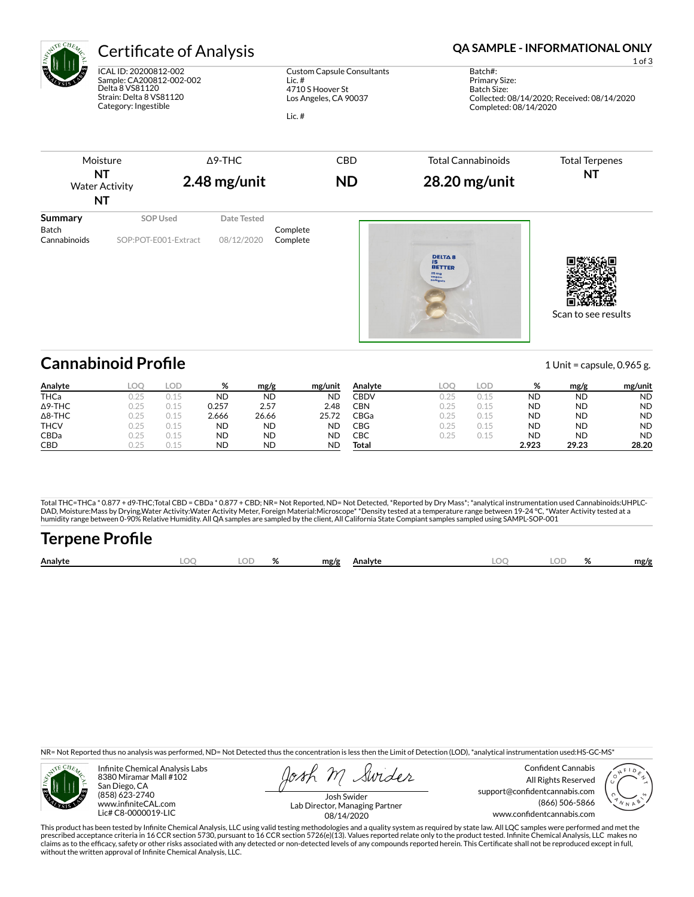# Certificate of Analysis

**QA SAMPLE - INFORMATIONAL ONLY**

ICAL ID: 20200812-002
Sample: CA200812-002-002
Delta 8 VS81120
Strain: Delta 8 VS81120
Category: Ingestible

Custom Capsule Consultants
Lic. #
4710 S Hoover St
Los Angeles, CA 90037

Lic. #

Batch#:
Primary Size:
Batch Size:
Collected: 08/14/2020; Received: 08/14/2020
Completed: 08/14/2020

| Moisture | Δ9-THC | CBD | Total Cannabinoids | Total Terpenes |
|---|---|---|---|---|
| **NT** | **2.48 mg/unit** | **ND** | **28.20 mg/unit** | **NT** |
| Water Activity **NT** | | | | |

| Summary | SOP Used | Date Tested | |
|---|---|---|---|
| Batch | | | Complete |
| Cannabinoids | SOP:POT-E001-Extract | 08/12/2020 | Complete |

Scan to see results

## Cannabinoid Profile

1 Unit = capsule, 0.965 g.

| Analyte | LOQ | LOD | % | mg/g | mg/unit | Analyte | LOQ | LOD | % | mg/g | mg/unit |
|---|---|---|---|---|---|---|---|---|---|---|---|
| THCa | 0.25 | 0.15 | ND | ND | ND | CBDV | 0.25 | 0.15 | ND | ND | ND |
| Δ9-THC | 0.25 | 0.15 | 0.257 | 2.57 | 2.48 | CBN | 0.25 | 0.15 | ND | ND | ND |
| Δ8-THC | 0.25 | 0.15 | 2.666 | 26.66 | 25.72 | CBGa | 0.25 | 0.15 | ND | ND | ND |
| THCV | 0.25 | 0.15 | ND | ND | ND | CBG | 0.25 | 0.15 | ND | ND | ND |
| CBDa | 0.25 | 0.15 | ND | ND | ND | CBC | 0.25 | 0.15 | ND | ND | ND |
| CBD | 0.25 | 0.15 | ND | ND | ND | **Total** | | | **2.923** | **29.23** | **28.20** |

Total THC=THCa * 0.877 + d9-THC;Total CBD = CBDa * 0.877 + CBD; NR= Not Reported, ND= Not Detected, *Reported by Dry Mass*; *analytical instrumentation used Cannabinoids:UHPLC-DAD, Moisture:Mass by Drying,Water Activity:Water Activity Meter, Foreign Material:Microscope* *Density tested at a temperature range between 19-24 °C, *Water Activity tested at a humidity range between 0-90% Relative Humidity. All QA samples are sampled by the client, All California State Compiant samples sampled using SAMPL-SOP-001

## Terpene Profile

| Analyte | LOQ | LOD | % | mg/g | Analyte | LOQ | LOD | % | mg/g |
|---|---|---|---|---|---|---|---|---|---|

NR= Not Reported thus no analysis was performed, ND= Not Detected thus the concentration is less then the Limit of Detection (LOD), *analytical instrumentation used:HS-GC-MS*

Infinite Chemical Analysis Labs
8380 Miramar Mall #102
San Diego, CA
(858) 623-2740
www.infiniteCAL.com
Lic# C8-0000019-LIC

Josh Swider
Lab Director, Managing Partner
08/14/2020

Confident Cannabis
All Rights Reserved
support@confidentcannabis.com
(866) 506-5866
www.confidentcannabis.com

This product has been tested by Infinite Chemical Analysis, LLC using valid testing methodologies and a quality system as required by state law. All LQC samples were performed and met the prescribed acceptance criteria in 16 CCR section 5730, pursuant to 16 CCR section 5726(e)(13). Values reported relate only to the product tested. Infinite Chemical Analysis, LLC makes no claims as to the efficacy, safety or other risks associated with any detected or non-detected levels of any compounds reported herein. This Certificate shall not be reproduced except in full, without the written approval of Infinite Chemical Analysis, LLC.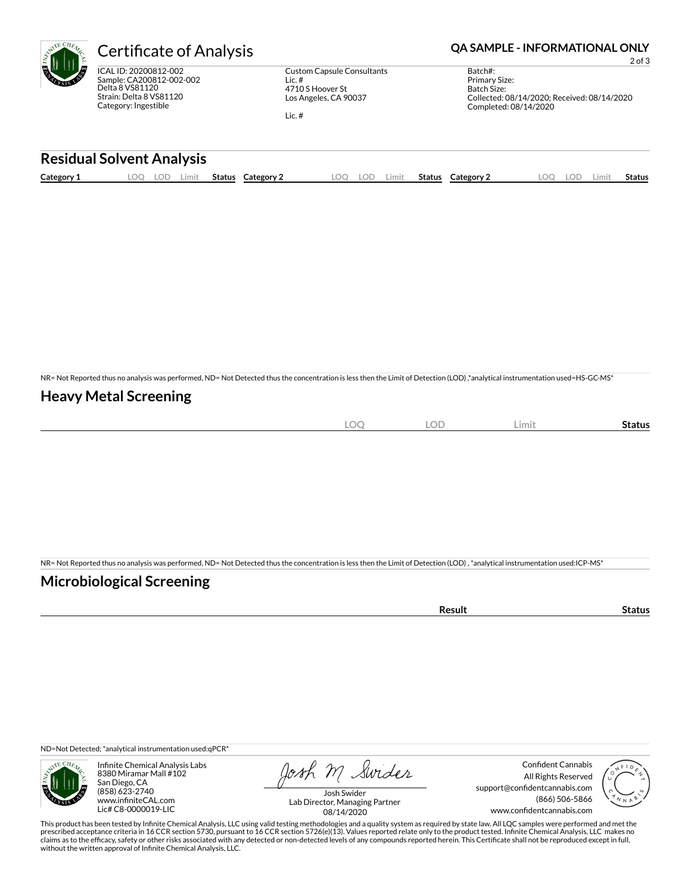# Certificate of Analysis

**QA SAMPLE - INFORMATIONAL ONLY**

ICAL ID: 20200812-002
Sample: CA200812-002-002
Delta 8 VS81120
Strain: Delta 8 VS81120
Category: Ingestible

Custom Capsule Consultants
Lic. #
4710 S Hoover St
Los Angeles, CA 90037

Lic. #

Batch#:
Primary Size:
Batch Size:
Collected: 08/14/2020; Received: 08/14/2020
Completed: 08/14/2020

## Residual Solvent Analysis

| Category 1 | LOQ | LOD | Limit | Status | Category 2 | LOQ | LOD | Limit | Status | Category 2 | LOQ | LOD | Limit | Status |
|---|---|---|---|---|---|---|---|---|---|---|---|---|---|---|

NR= Not Reported thus no analysis was performed, ND= Not Detected thus the concentration is less then the Limit of Detection (LOD) ,*analytical instrumentation used=HS-GC-MS*

## Heavy Metal Screening

| | LOQ | LOD | Limit | Status |
|---|---|---|---|---|

NR= Not Reported thus no analysis was performed, ND= Not Detected thus the concentration is less then the Limit of Detection (LOD) , *analytical instrumentation used:ICP-MS*

## Microbiological Screening

| | Result | Status |
|---|---|---|

ND=Not Detected; *analytical instrumentation used:qPCR*

Infinite Chemical Analysis Labs
8380 Miramar Mall #102
San Diego, CA
(858) 623-2740
www.infiniteCAL.com
Lic# C8-0000019-LIC

Josh Swider
Lab Director, Managing Partner
08/14/2020

Confident Cannabis
All Rights Reserved
support@confidentcannabis.com
(866) 506-5866
www.confidentcannabis.com

This product has been tested by Infinite Chemical Analysis, LLC using valid testing methodologies and a quality system as required by state law. All LQC samples were performed and met the prescribed acceptance criteria in 16 CCR section 5730, pursuant to 16 CCR section 5726(e)(13). Values reported relate only to the product tested. Infinite Chemical Analysis, LLC makes no claims as to the efficacy, safety or other risks associated with any detected or non-detected levels of any compounds reported herein. This Certificate shall not be reproduced except in full, without the written approval of Infinite Chemical Analysis, LLC.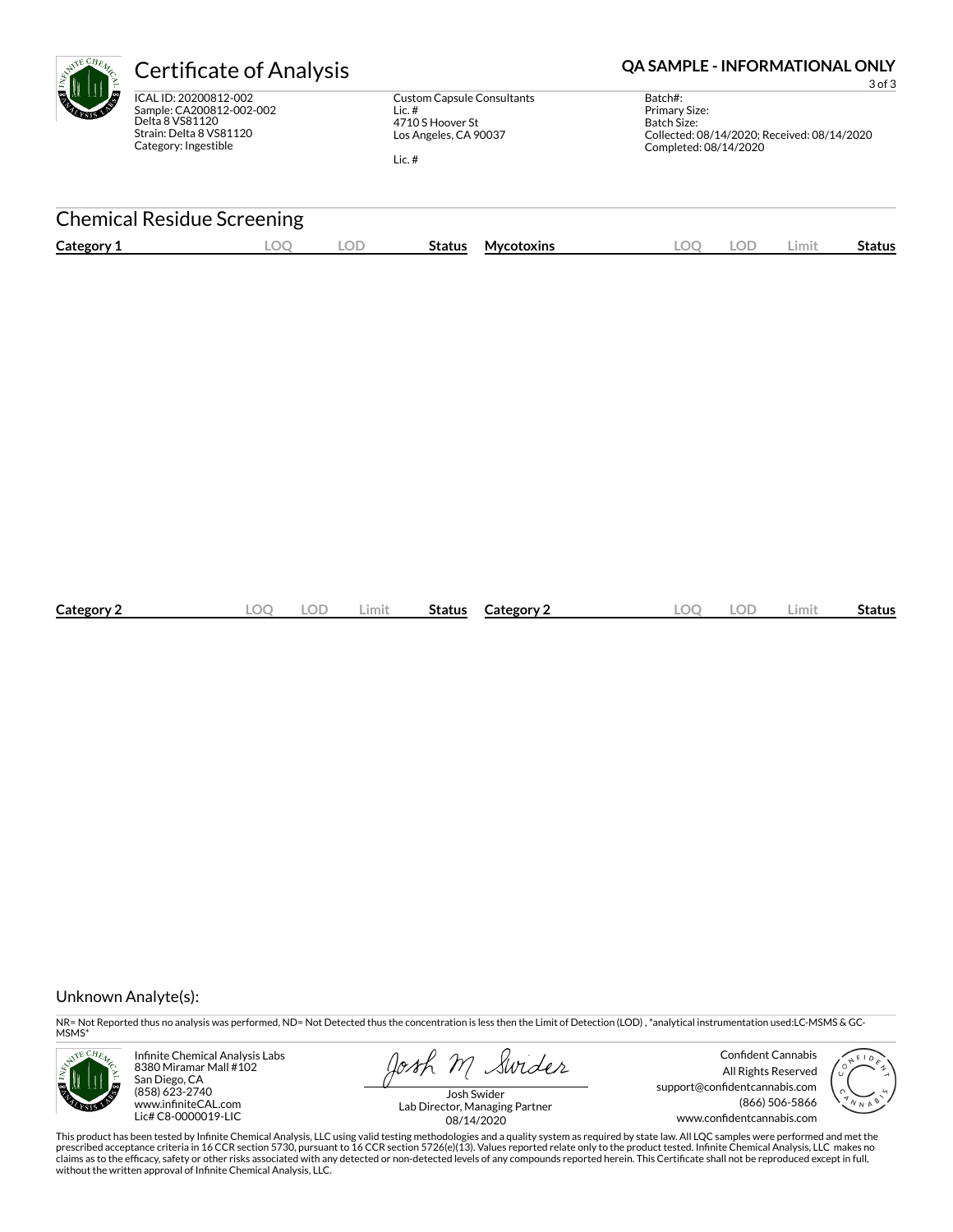# Certificate of Analysis

**QA SAMPLE - INFORMATIONAL ONLY**

ICAL ID: 20200812-002
Sample: CA200812-002-002
Delta 8 VS81120
Strain: Delta 8 VS81120
Category: Ingestible

Custom Capsule Consultants
Lic. #
4710 S Hoover St
Los Angeles, CA 90037

Lic. #

Batch#:
Primary Size:
Batch Size:
Collected: 08/14/2020; Received: 08/14/2020
Completed: 08/14/2020

## Chemical Residue Screening

| Category 1 | LOQ | LOD | Status | Mycotoxins | LOQ | LOD | Limit | Status |
|---|---|---|---|---|---|---|---|---|

| Category 2 | LOQ | LOD | Limit | Status | Category 2 | LOQ | LOD | Limit | Status |
|---|---|---|---|---|---|---|---|---|---|

Unknown Analyte(s):

NR= Not Reported thus no analysis was performed, ND= Not Detected thus the concentration is less then the Limit of Detection (LOD) , *analytical instrumentation used:LC-MSMS & GC-MSMS*

Infinite Chemical Analysis Labs
8380 Miramar Mall #102
San Diego, CA
(858) 623-2740
www.infiniteCAL.com
Lic# C8-0000019-LIC

Josh Swider
Lab Director, Managing Partner
08/14/2020

Confident Cannabis
All Rights Reserved
support@confidentcannabis.com
(866) 506-5866
www.confidentcannabis.com

This product has been tested by Infinite Chemical Analysis, LLC using valid testing methodologies and a quality system as required by state law. All LQC samples were performed and met the prescribed acceptance criteria in 16 CCR section 5730, pursuant to 16 CCR section 5726(e)(13). Values reported relate only to the product tested. Infinite Chemical Analysis, LLC makes no claims as to the efficacy, safety or other risks associated with any detected or non-detected levels of any compounds reported herein. This Certificate shall not be reproduced except in full, without the written approval of Infinite Chemical Analysis, LLC.